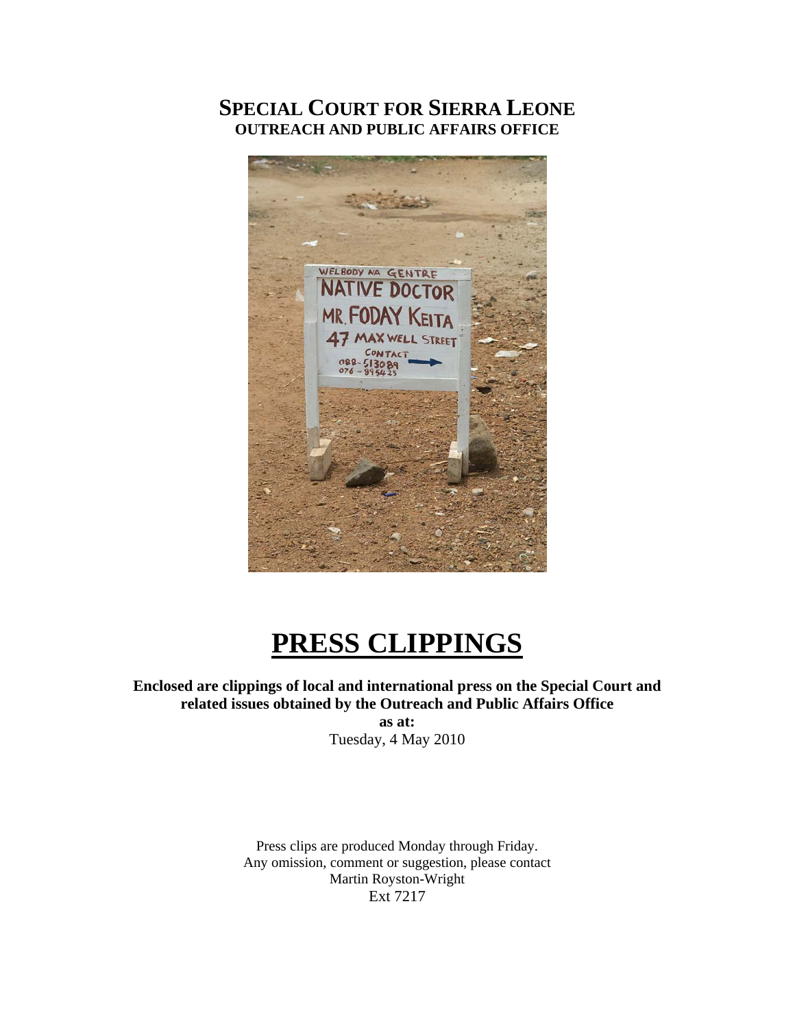# SPECIAL COURT FOR SIERRA LEONE
## OUTREACH AND PUBLIC AFFAIRS OFFICE

# PRESS CLIPPINGS

**Enclosed are clippings of local and international press on the Special Court and related issues obtained by the Outreach and Public Affairs Office**

**as at:**

Tuesday, 4 May 2010

Press clips are produced Monday through Friday.
Any omission, comment or suggestion, please contact
Martin Royston-Wright
Ext 7217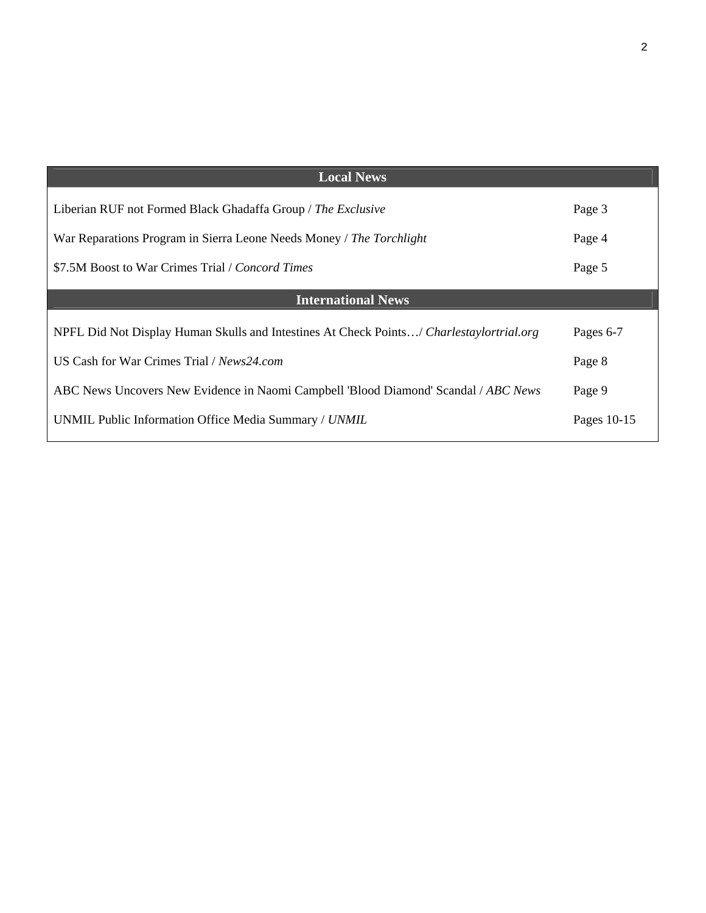| Local News | |
| --- | --- |
| Liberian RUF not Formed Black Ghadaffa Group / *The Exclusive* | Page 3 |
| War Reparations Program in Sierra Leone Needs Money / *The Torchlight* | Page 4 |
| $7.5M Boost to War Crimes Trial / *Concord Times* | Page 5 |

| International News | |
| --- | --- |
| NPFL Did Not Display Human Skulls and Intestines At Check Points…/ *Charlestaylortrial.org* | Pages 6-7 |
| US Cash for War Crimes Trial / *News24.com* | Page 8 |
| ABC News Uncovers New Evidence in Naomi Campbell 'Blood Diamond' Scandal / *ABC News* | Page 9 |
| UNMIL Public Information Office Media Summary / *UNMIL* | Pages 10-15 |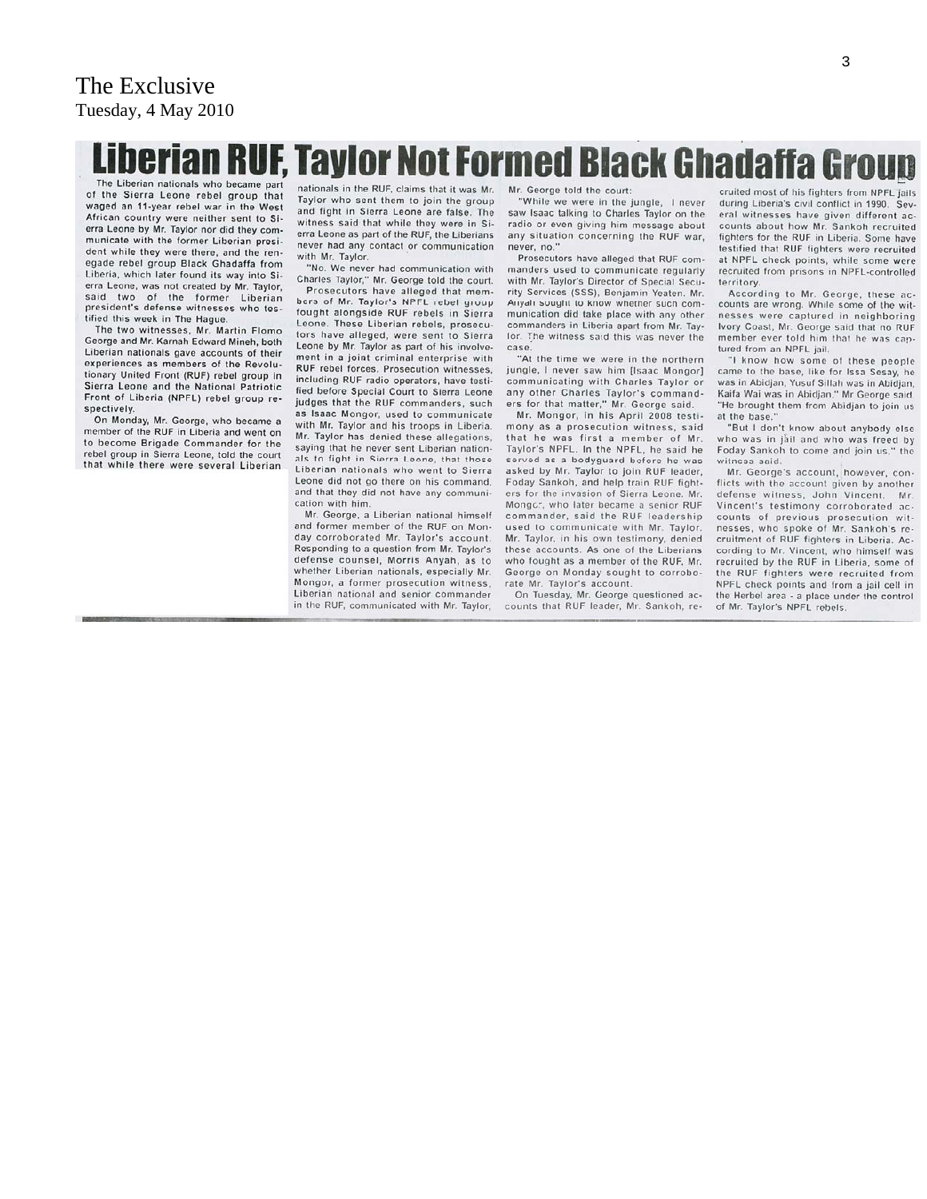The Exclusive
Tuesday, 4 May 2010

# Liberian RUF, Taylor Not Formed Black Ghadaffa Group

The Liberian nationals who became part of the Sierra Leone rebel group that waged an 11-year rebel war in the West African country were neither sent to Sierra Leone by Mr. Taylor nor did they communicate with the former Liberian president while they were there, and the renegade rebel group Black Ghadaffa from Liberia, which later found its way into Sierra Leone, was not created by Mr. Taylor, said two of the former Liberian president's defense witnesses who testified this week in The Hague.

The two witnesses, Mr. Martin Flomo George and Mr. Karnah Edward Mineh, both Liberian nationals gave accounts of their experiences as members of the Revolutionary United Front (RUF) rebel group in Sierra Leone and the National Patriotic Front of Liberia (NPFL) rebel group respectively.

On Monday, Mr. George, who became a member of the RUF in Liberia and went on to become Brigade Commander for the rebel group in Sierra Leone, told the court that while there were several Liberian nationals in the RUF, claims that it was Mr. Taylor who sent them to join the group and fight in Sierra Leone are false. The witness said that while they were in Sierra Leone as part of the RUF, the Liberians never had any contact or communication with Mr. Taylor.

"No. We never had communication with Charles Taylor," Mr. George told the court.

Prosecutors have alleged that members of Mr. Taylor's NPFL rebel group fought alongside RUF rebels in Sierra Leone. These Liberian rebels, prosecutors have alleged, were sent to Sierra Leone by Mr. Taylor as part of his involvement in a joint criminal enterprise with RUF rebel forces. Prosecution witnesses, including RUF radio operators, have testified before Special Court to Sierra Leone judges that the RUF commanders, such as Isaac Mongor, used to communicate with Mr. Taylor and his troops in Liberia. Mr. Taylor has denied these allegations, saying that he never sent Liberian nationals to fight in Sierra Leone, that those Liberian nationals who went to Sierra Leone did not go there on his command, and that they did not have any communication with him.

Mr. George, a Liberian national himself and former member of the RUF on Monday corroborated Mr. Taylor's account. Responding to a question from Mr. Taylor's defense counsel, Morris Anyah, as to whether Liberian nationals, especially Mr. Mongor, a former prosecution witness, Liberian national and senior commander in the RUF, communicated with Mr. Taylor, Mr. George told the court:

"While we were in the jungle, I never saw Isaac talking to Charles Taylor on the radio or even giving him message about any situation concerning the RUF war, never, no."

Prosecutors have alleged that RUF commanders used to communicate regularly with Mr. Taylor's Director of Special Security Services (SSS), Benjamin Yeaten. Mr. Anyah sought to know whether such communication did take place with any other commanders in Liberia apart from Mr. Taylor. The witness said this was never the case.

"At the time we were in the northern jungle, I never saw him [Isaac Mongor] communicating with Charles Taylor or any other Charles Taylor's commanders for that matter," Mr. George said.

Mr. Mongor, in his April 2008 testimony as a prosecution witness, said that he was first a member of Mr. Taylor's NPFL. In the NPFL, he said he served as a bodyguard before he was asked by Mr. Taylor to join RUF leader, Foday Sankoh, and help train RUF fighters for the invasion of Sierra Leone. Mr. Mongor, who later became a senior RUF commander, said the RUF leadership used to communicate with Mr. Taylor. Mr. Taylor, in his own testimony, denied these accounts. As one of the Liberians who fought as a member of the RUF, Mr. George on Monday sought to corroborate Mr. Taylor's account.

On Tuesday, Mr. George questioned accounts that RUF leader, Mr. Sankoh, recruited most of his fighters from NPFL jails during Liberia's civil conflict in 1990. Several witnesses have given different accounts about how Mr. Sankoh recruited fighters for the RUF in Liberia. Some have testified that RUF fighters were recruited at NPFL check points, while some were recruited from prisons in NPFL-controlled territory.

According to Mr. George, these accounts are wrong. While some of the witnesses were captured in neighboring Ivory Coast, Mr. George said that no RUF member ever told him that he was captured from an NPFL jail.

"I know how some of these people came to the base, like for Issa Sesay, he was in Abidjan, Yusuf Sillah was in Abidjan, Kaifa Wai was in Abidjan," Mr George said. "He brought them from Abidjan to join us at the base."

"But I don't know about anybody else who was in jail and who was freed by Foday Sankoh to come and join us," the witness said.

Mr. George's account, however, conflicts with the account given by another defense witness, John Vincent. Mr. Vincent's testimony corroborated accounts of previous prosecution witnesses, who spoke of Mr. Sankoh's recruitment of RUF fighters in Liberia. According to Mr. Vincent, who himself was recruited by the RUF in Liberia, some of the RUF fighters were recruited from NPFL check points and from a jail cell in the Herbel area - a place under the control of Mr. Taylor's NPFL rebels.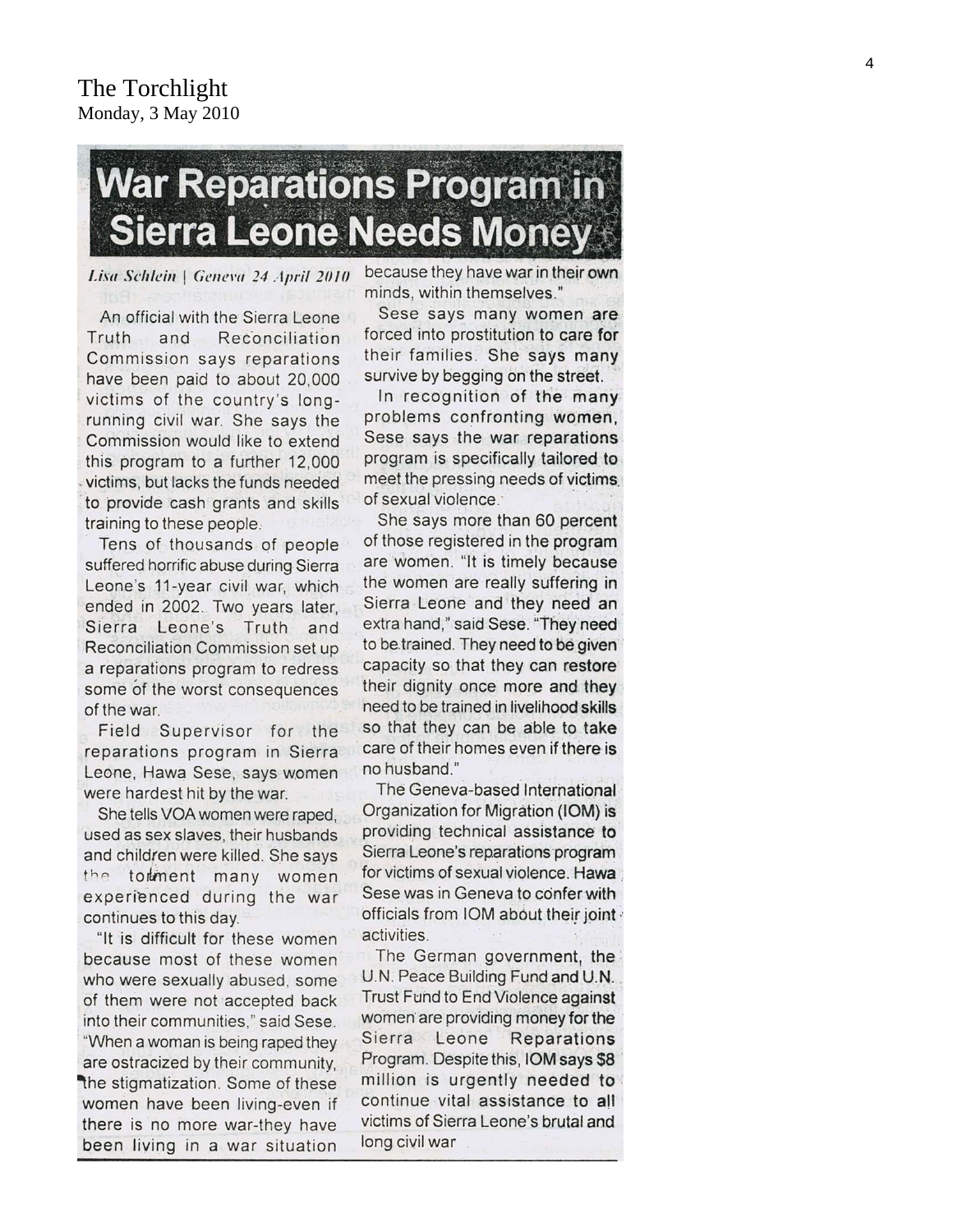The Torchlight
Monday, 3 May 2010

# War Reparations Program in Sierra Leone Needs Money

*Lisa Schlein | Geneva 24 April 2010*

An official with the Sierra Leone Truth and Reconciliation Commission says reparations have been paid to about 20,000 victims of the country's long-running civil war. She says the Commission would like to extend this program to a further 12,000 victims, but lacks the funds needed to provide cash grants and skills training to these people.

Tens of thousands of people suffered horrific abuse during Sierra Leone's 11-year civil war, which ended in 2002. Two years later, Sierra Leone's Truth and Reconciliation Commission set up a reparations program to redress some of the worst consequences of the war.

Field Supervisor for the reparations program in Sierra Leone, Hawa Sese, says women were hardest hit by the war.

She tells VOA women were raped, used as sex slaves, their husbands and children were killed. She says the torment many women experienced during the war continues to this day.

"It is difficult for these women because most of these women who were sexually abused, some of them were not accepted back into their communities," said Sese. "When a woman is being raped they are ostracized by their community, the stigmatization. Some of these women have been living-even if there is no more war-they have been living in a war situation because they have war in their own minds, within themselves."

Sese says many women are forced into prostitution to care for their families. She says many survive by begging on the street.

In recognition of the many problems confronting women, Sese says the war reparations program is specifically tailored to meet the pressing needs of victims of sexual violence.

She says more than 60 percent of those registered in the program are women. "It is timely because the women are really suffering in Sierra Leone and they need an extra hand," said Sese. "They need to be trained. They need to be given capacity so that they can restore their dignity once more and they need to be trained in livelihood skills so that they can be able to take care of their homes even if there is no husband."

The Geneva-based International Organization for Migration (IOM) is providing technical assistance to Sierra Leone's reparations program for victims of sexual violence. Hawa Sese was in Geneva to confer with officials from IOM about their joint activities.

The German government, the U.N. Peace Building Fund and U.N. Trust Fund to End Violence against women are providing money for the Sierra Leone Reparations Program. Despite this, IOM says $8 million is urgently needed to continue vital assistance to all victims of Sierra Leone's brutal and long civil war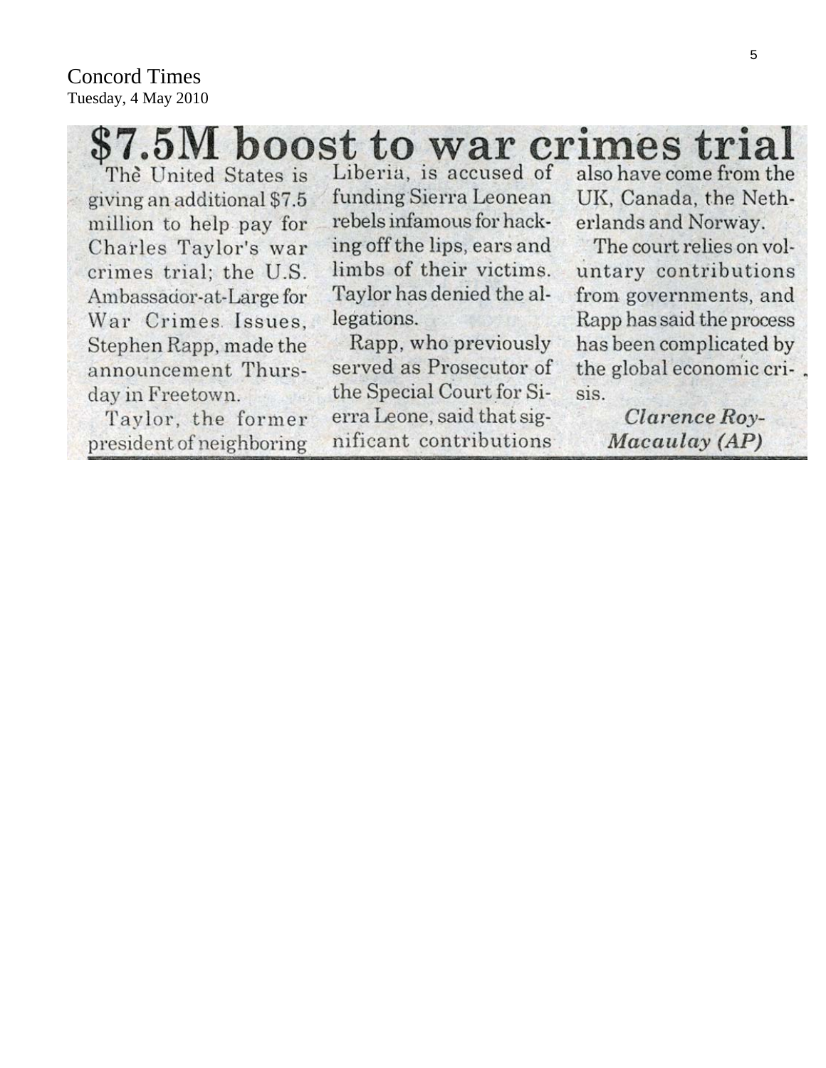Concord Times
Tuesday, 4 May 2010

# $7.5M boost to war crimes trial

The United States is giving an additional $7.5 million to help pay for Charles Taylor's war crimes trial; the U.S. Ambassador-at-Large for War Crimes Issues, Stephen Rapp, made the announcement Thursday in Freetown.

Taylor, the former president of neighboring Liberia, is accused of funding Sierra Leonean rebels infamous for hacking off the lips, ears and limbs of their victims. Taylor has denied the allegations.

Rapp, who previously served as Prosecutor of the Special Court for Sierra Leone, said that significant contributions also have come from the UK, Canada, the Netherlands and Norway.

The court relies on voluntary contributions from governments, and Rapp has said the process has been complicated by the global economic crisis.

*Clarence Roy-Macaulay (AP)*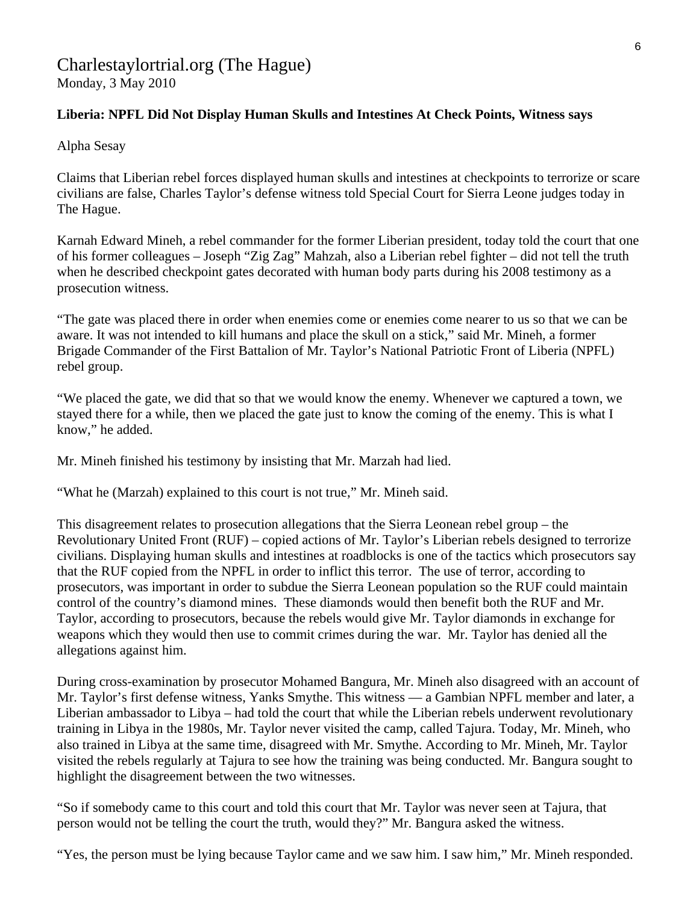Charlestaylortrial.org (The Hague)
Monday, 3 May 2010

**Liberia: NPFL Did Not Display Human Skulls and Intestines At Check Points, Witness says**

Alpha Sesay

Claims that Liberian rebel forces displayed human skulls and intestines at checkpoints to terrorize or scare civilians are false, Charles Taylor's defense witness told Special Court for Sierra Leone judges today in The Hague.

Karnah Edward Mineh, a rebel commander for the former Liberian president, today told the court that one of his former colleagues – Joseph "Zig Zag" Mahzah, also a Liberian rebel fighter – did not tell the truth when he described checkpoint gates decorated with human body parts during his 2008 testimony as a prosecution witness.

"The gate was placed there in order when enemies come or enemies come nearer to us so that we can be aware. It was not intended to kill humans and place the skull on a stick," said Mr. Mineh, a former Brigade Commander of the First Battalion of Mr. Taylor's National Patriotic Front of Liberia (NPFL) rebel group.

"We placed the gate, we did that so that we would know the enemy. Whenever we captured a town, we stayed there for a while, then we placed the gate just to know the coming of the enemy. This is what I know," he added.

Mr. Mineh finished his testimony by insisting that Mr. Marzah had lied.

"What he (Marzah) explained to this court is not true," Mr. Mineh said.

This disagreement relates to prosecution allegations that the Sierra Leonean rebel group – the Revolutionary United Front (RUF) – copied actions of Mr. Taylor's Liberian rebels designed to terrorize civilians. Displaying human skulls and intestines at roadblocks is one of the tactics which prosecutors say that the RUF copied from the NPFL in order to inflict this terror. The use of terror, according to prosecutors, was important in order to subdue the Sierra Leonean population so the RUF could maintain control of the country's diamond mines. These diamonds would then benefit both the RUF and Mr. Taylor, according to prosecutors, because the rebels would give Mr. Taylor diamonds in exchange for weapons which they would then use to commit crimes during the war. Mr. Taylor has denied all the allegations against him.

During cross-examination by prosecutor Mohamed Bangura, Mr. Mineh also disagreed with an account of Mr. Taylor's first defense witness, Yanks Smythe. This witness — a Gambian NPFL member and later, a Liberian ambassador to Libya – had told the court that while the Liberian rebels underwent revolutionary training in Libya in the 1980s, Mr. Taylor never visited the camp, called Tajura. Today, Mr. Mineh, who also trained in Libya at the same time, disagreed with Mr. Smythe. According to Mr. Mineh, Mr. Taylor visited the rebels regularly at Tajura to see how the training was being conducted. Mr. Bangura sought to highlight the disagreement between the two witnesses.

"So if somebody came to this court and told this court that Mr. Taylor was never seen at Tajura, that person would not be telling the court the truth, would they?" Mr. Bangura asked the witness.

"Yes, the person must be lying because Taylor came and we saw him. I saw him," Mr. Mineh responded.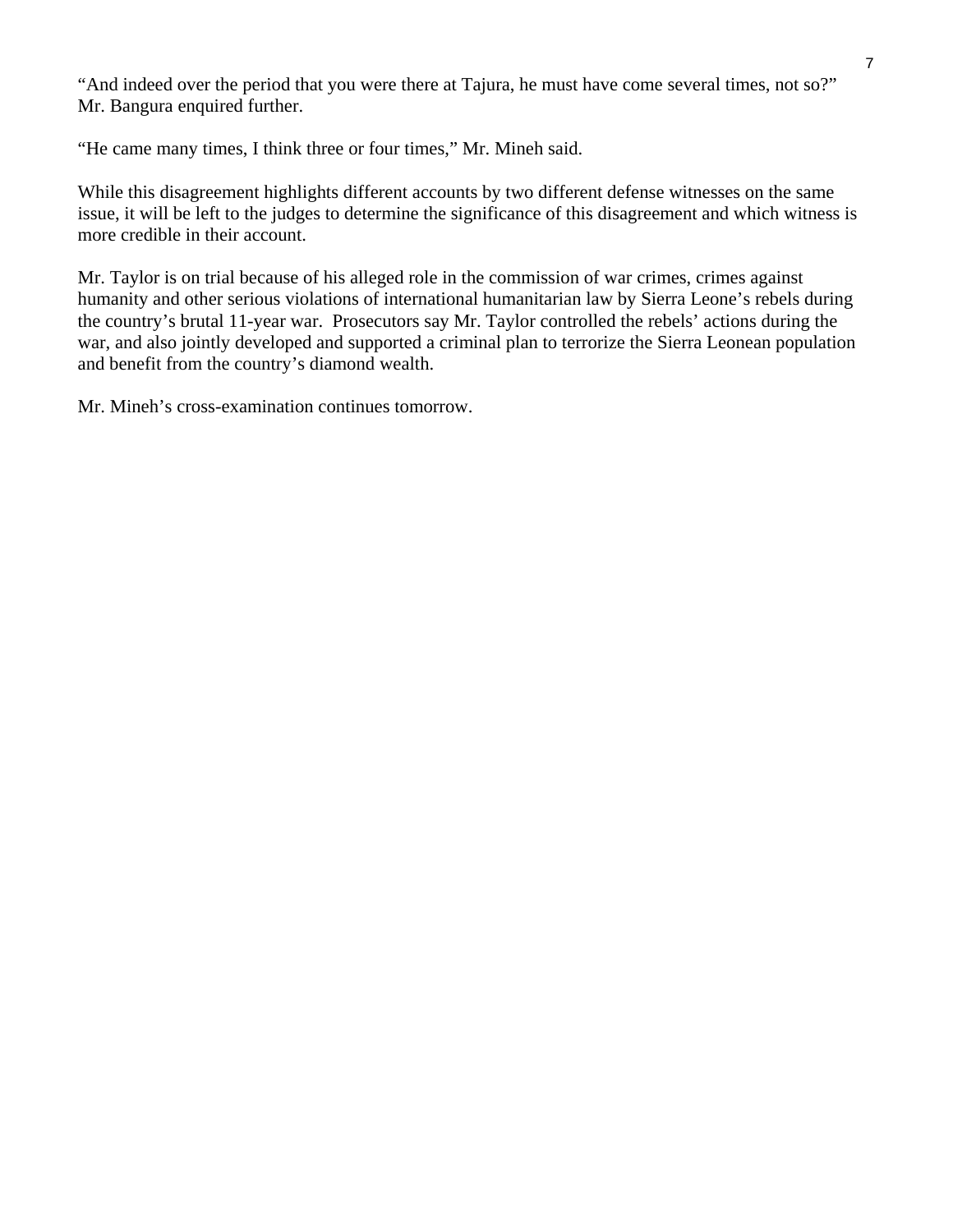"And indeed over the period that you were there at Tajura, he must have come several times, not so?" Mr. Bangura enquired further.

"He came many times, I think three or four times," Mr. Mineh said.

While this disagreement highlights different accounts by two different defense witnesses on the same issue, it will be left to the judges to determine the significance of this disagreement and which witness is more credible in their account.

Mr. Taylor is on trial because of his alleged role in the commission of war crimes, crimes against humanity and other serious violations of international humanitarian law by Sierra Leone's rebels during the country's brutal 11-year war. Prosecutors say Mr. Taylor controlled the rebels' actions during the war, and also jointly developed and supported a criminal plan to terrorize the Sierra Leonean population and benefit from the country's diamond wealth.

Mr. Mineh's cross-examination continues tomorrow.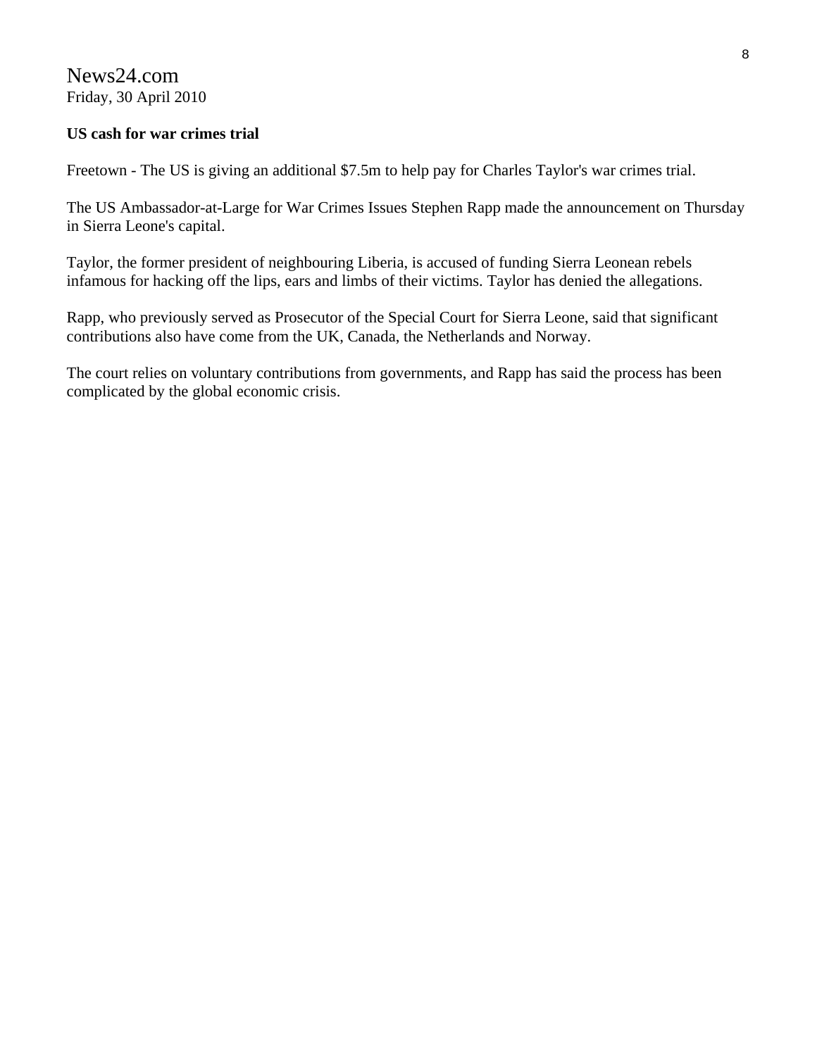News24.com
Friday, 30 April 2010

**US cash for war crimes trial**

Freetown - The US is giving an additional $7.5m to help pay for Charles Taylor's war crimes trial.

The US Ambassador-at-Large for War Crimes Issues Stephen Rapp made the announcement on Thursday in Sierra Leone's capital.

Taylor, the former president of neighbouring Liberia, is accused of funding Sierra Leonean rebels infamous for hacking off the lips, ears and limbs of their victims. Taylor has denied the allegations.

Rapp, who previously served as Prosecutor of the Special Court for Sierra Leone, said that significant contributions also have come from the UK, Canada, the Netherlands and Norway.

The court relies on voluntary contributions from governments, and Rapp has said the process has been complicated by the global economic crisis.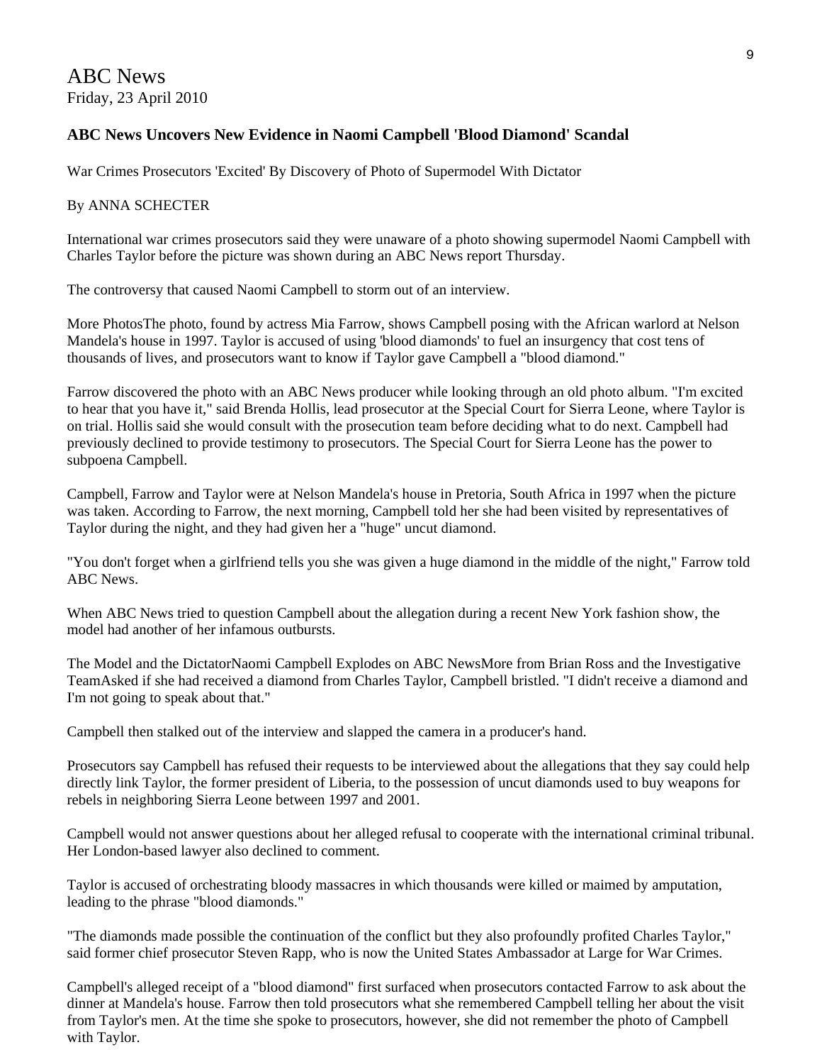# ABC News

Friday, 23 April 2010

**ABC News Uncovers New Evidence in Naomi Campbell 'Blood Diamond' Scandal**

War Crimes Prosecutors 'Excited' By Discovery of Photo of Supermodel With Dictator

By ANNA SCHECTER

International war crimes prosecutors said they were unaware of a photo showing supermodel Naomi Campbell with Charles Taylor before the picture was shown during an ABC News report Thursday.

The controversy that caused Naomi Campbell to storm out of an interview.

More PhotosThe photo, found by actress Mia Farrow, shows Campbell posing with the African warlord at Nelson Mandela's house in 1997. Taylor is accused of using 'blood diamonds' to fuel an insurgency that cost tens of thousands of lives, and prosecutors want to know if Taylor gave Campbell a "blood diamond."

Farrow discovered the photo with an ABC News producer while looking through an old photo album. "I'm excited to hear that you have it," said Brenda Hollis, lead prosecutor at the Special Court for Sierra Leone, where Taylor is on trial. Hollis said she would consult with the prosecution team before deciding what to do next. Campbell had previously declined to provide testimony to prosecutors. The Special Court for Sierra Leone has the power to subpoena Campbell.

Campbell, Farrow and Taylor were at Nelson Mandela's house in Pretoria, South Africa in 1997 when the picture was taken. According to Farrow, the next morning, Campbell told her she had been visited by representatives of Taylor during the night, and they had given her a "huge" uncut diamond.

"You don't forget when a girlfriend tells you she was given a huge diamond in the middle of the night," Farrow told ABC News.

When ABC News tried to question Campbell about the allegation during a recent New York fashion show, the model had another of her infamous outbursts.

The Model and the DictatorNaomi Campbell Explodes on ABC NewsMore from Brian Ross and the Investigative TeamAsked if she had received a diamond from Charles Taylor, Campbell bristled. "I didn't receive a diamond and I'm not going to speak about that."

Campbell then stalked out of the interview and slapped the camera in a producer's hand.

Prosecutors say Campbell has refused their requests to be interviewed about the allegations that they say could help directly link Taylor, the former president of Liberia, to the possession of uncut diamonds used to buy weapons for rebels in neighboring Sierra Leone between 1997 and 2001.

Campbell would not answer questions about her alleged refusal to cooperate with the international criminal tribunal. Her London-based lawyer also declined to comment.

Taylor is accused of orchestrating bloody massacres in which thousands were killed or maimed by amputation, leading to the phrase "blood diamonds."

"The diamonds made possible the continuation of the conflict but they also profoundly profited Charles Taylor," said former chief prosecutor Steven Rapp, who is now the United States Ambassador at Large for War Crimes.

Campbell's alleged receipt of a "blood diamond" first surfaced when prosecutors contacted Farrow to ask about the dinner at Mandela's house. Farrow then told prosecutors what she remembered Campbell telling her about the visit from Taylor's men. At the time she spoke to prosecutors, however, she did not remember the photo of Campbell with Taylor.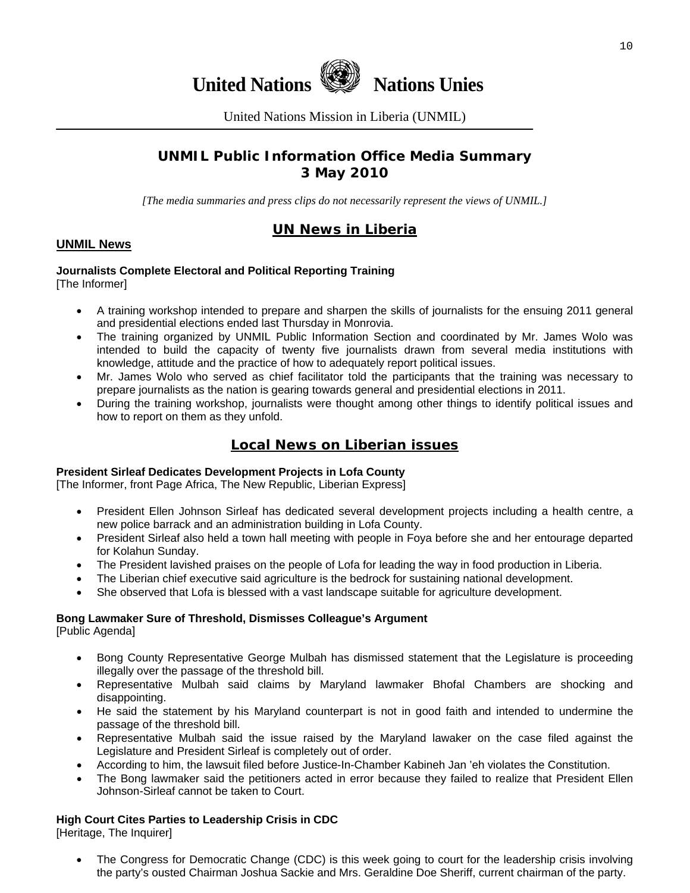# United Nations Nations Unies

United Nations Mission in Liberia (UNMIL)

## UNMIL Public Information Office Media Summary
## 3 May 2010

*[The media summaries and press clips do not necessarily represent the views of UNMIL.]*

## UN News in Liberia

### UNMIL News

**Journalists Complete Electoral and Political Reporting Training**
[The Informer]

- A training workshop intended to prepare and sharpen the skills of journalists for the ensuing 2011 general and presidential elections ended last Thursday in Monrovia.
- The training organized by UNMIL Public Information Section and coordinated by Mr. James Wolo was intended to build the capacity of twenty five journalists drawn from several media institutions with knowledge, attitude and the practice of how to adequately report political issues.
- Mr. James Wolo who served as chief facilitator told the participants that the training was necessary to prepare journalists as the nation is gearing towards general and presidential elections in 2011.
- During the training workshop, journalists were thought among other things to identify political issues and how to report on them as they unfold.

## Local News on Liberian issues

**President Sirleaf Dedicates Development Projects in Lofa County**
[The Informer, front Page Africa, The New Republic, Liberian Express]

- President Ellen Johnson Sirleaf has dedicated several development projects including a health centre, a new police barrack and an administration building in Lofa County.
- President Sirleaf also held a town hall meeting with people in Foya before she and her entourage departed for Kolahun Sunday.
- The President lavished praises on the people of Lofa for leading the way in food production in Liberia.
- The Liberian chief executive said agriculture is the bedrock for sustaining national development.
- She observed that Lofa is blessed with a vast landscape suitable for agriculture development.

**Bong Lawmaker Sure of Threshold, Dismisses Colleague's Argument**
[Public Agenda]

- Bong County Representative George Mulbah has dismissed statement that the Legislature is proceeding illegally over the passage of the threshold bill.
- Representative Mulbah said claims by Maryland lawmaker Bhofal Chambers are shocking and disappointing.
- He said the statement by his Maryland counterpart is not in good faith and intended to undermine the passage of the threshold bill.
- Representative Mulbah said the issue raised by the Maryland lawaker on the case filed against the Legislature and President Sirleaf is completely out of order.
- According to him, the lawsuit filed before Justice-In-Chamber Kabineh Jan 'eh violates the Constitution.
- The Bong lawmaker said the petitioners acted in error because they failed to realize that President Ellen Johnson-Sirleaf cannot be taken to Court.

**High Court Cites Parties to Leadership Crisis in CDC**
[Heritage, The Inquirer]

- The Congress for Democratic Change (CDC) is this week going to court for the leadership crisis involving the party's ousted Chairman Joshua Sackie and Mrs. Geraldine Doe Sheriff, current chairman of the party.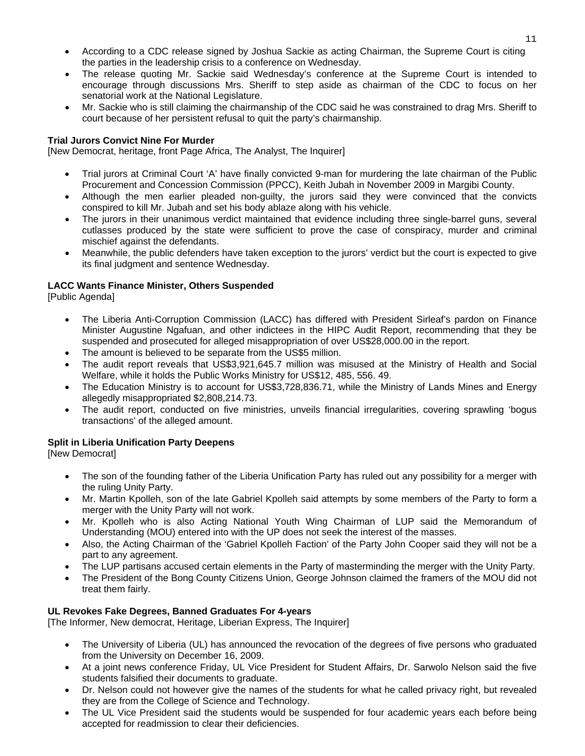- According to a CDC release signed by Joshua Sackie as acting Chairman, the Supreme Court is citing the parties in the leadership crisis to a conference on Wednesday.
- The release quoting Mr. Sackie said Wednesday's conference at the Supreme Court is intended to encourage through discussions Mrs. Sheriff to step aside as chairman of the CDC to focus on her senatorial work at the National Legislature.
- Mr. Sackie who is still claiming the chairmanship of the CDC said he was constrained to drag Mrs. Sheriff to court because of her persistent refusal to quit the party's chairmanship.

**Trial Jurors Convict Nine For Murder**
[New Democrat, heritage, front Page Africa, The Analyst, The Inquirer]

- Trial jurors at Criminal Court 'A' have finally convicted 9-man for murdering the late chairman of the Public Procurement and Concession Commission (PPCC), Keith Jubah in November 2009 in Margibi County.
- Although the men earlier pleaded non-guilty, the jurors said they were convinced that the convicts conspired to kill Mr. Jubah and set his body ablaze along with his vehicle.
- The jurors in their unanimous verdict maintained that evidence including three single-barrel guns, several cutlasses produced by the state were sufficient to prove the case of conspiracy, murder and criminal mischief against the defendants.
- Meanwhile, the public defenders have taken exception to the jurors' verdict but the court is expected to give its final judgment and sentence Wednesday.

**LACC Wants Finance Minister, Others Suspended**
[Public Agenda]

- The Liberia Anti-Corruption Commission (LACC) has differed with President Sirleaf's pardon on Finance Minister Augustine Ngafuan, and other indictees in the HIPC Audit Report, recommending that they be suspended and prosecuted for alleged misappropriation of over US$28,000.00 in the report.
- The amount is believed to be separate from the US$5 million.
- The audit report reveals that US$3,921,645.7 million was misused at the Ministry of Health and Social Welfare, while it holds the Public Works Ministry for US$12, 485, 556. 49.
- The Education Ministry is to account for US$3,728,836.71, while the Ministry of Lands Mines and Energy allegedly misappropriated $2,808,214.73.
- The audit report, conducted on five ministries, unveils financial irregularities, covering sprawling 'bogus transactions' of the alleged amount.

**Split in Liberia Unification Party Deepens**
[New Democrat]

- The son of the founding father of the Liberia Unification Party has ruled out any possibility for a merger with the ruling Unity Party.
- Mr. Martin Kpolleh, son of the late Gabriel Kpolleh said attempts by some members of the Party to form a merger with the Unity Party will not work.
- Mr. Kpolleh who is also Acting National Youth Wing Chairman of LUP said the Memorandum of Understanding (MOU) entered into with the UP does not seek the interest of the masses.
- Also, the Acting Chairman of the 'Gabriel Kpolleh Faction' of the Party John Cooper said they will not be a part to any agreement.
- The LUP partisans accused certain elements in the Party of masterminding the merger with the Unity Party.
- The President of the Bong County Citizens Union, George Johnson claimed the framers of the MOU did not treat them fairly.

**UL Revokes Fake Degrees, Banned Graduates For 4-years**
[The Informer, New democrat, Heritage, Liberian Express, The Inquirer]

- The University of Liberia (UL) has announced the revocation of the degrees of five persons who graduated from the University on December 16, 2009.
- At a joint news conference Friday, UL Vice President for Student Affairs, Dr. Sarwolo Nelson said the five students falsified their documents to graduate.
- Dr. Nelson could not however give the names of the students for what he called privacy right, but revealed they are from the College of Science and Technology.
- The UL Vice President said the students would be suspended for four academic years each before being accepted for readmission to clear their deficiencies.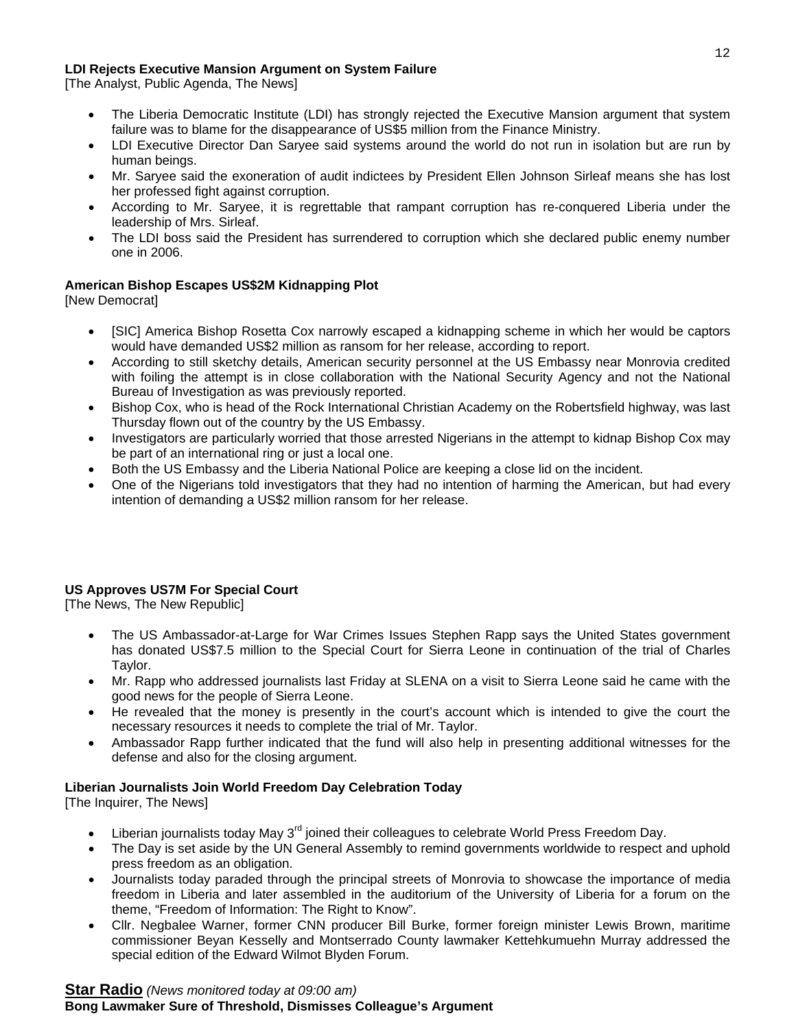**LDI Rejects Executive Mansion Argument on System Failure**
[The Analyst, Public Agenda, The News]

- The Liberia Democratic Institute (LDI) has strongly rejected the Executive Mansion argument that system failure was to blame for the disappearance of US$5 million from the Finance Ministry.
- LDI Executive Director Dan Saryee said systems around the world do not run in isolation but are run by human beings.
- Mr. Saryee said the exoneration of audit indictees by President Ellen Johnson Sirleaf means she has lost her professed fight against corruption.
- According to Mr. Saryee, it is regrettable that rampant corruption has re-conquered Liberia under the leadership of Mrs. Sirleaf.
- The LDI boss said the President has surrendered to corruption which she declared public enemy number one in 2006.

**American Bishop Escapes US$2M Kidnapping Plot**
[New Democrat]

- [SIC] America Bishop Rosetta Cox narrowly escaped a kidnapping scheme in which her would be captors would have demanded US$2 million as ransom for her release, according to report.
- According to still sketchy details, American security personnel at the US Embassy near Monrovia credited with foiling the attempt is in close collaboration with the National Security Agency and not the National Bureau of Investigation as was previously reported.
- Bishop Cox, who is head of the Rock International Christian Academy on the Robertsfield highway, was last Thursday flown out of the country by the US Embassy.
- Investigators are particularly worried that those arrested Nigerians in the attempt to kidnap Bishop Cox may be part of an international ring or just a local one.
- Both the US Embassy and the Liberia National Police are keeping a close lid on the incident.
- One of the Nigerians told investigators that they had no intention of harming the American, but had every intention of demanding a US$2 million ransom for her release.

**US Approves US7M For Special Court**
[The News, The New Republic]

- The US Ambassador-at-Large for War Crimes Issues Stephen Rapp says the United States government has donated US$7.5 million to the Special Court for Sierra Leone in continuation of the trial of Charles Taylor.
- Mr. Rapp who addressed journalists last Friday at SLENA on a visit to Sierra Leone said he came with the good news for the people of Sierra Leone.
- He revealed that the money is presently in the court's account which is intended to give the court the necessary resources it needs to complete the trial of Mr. Taylor.
- Ambassador Rapp further indicated that the fund will also help in presenting additional witnesses for the defense and also for the closing argument.

**Liberian Journalists Join World Freedom Day Celebration Today**
[The Inquirer, The News]

- Liberian journalists today May 3rd joined their colleagues to celebrate World Press Freedom Day.
- The Day is set aside by the UN General Assembly to remind governments worldwide to respect and uphold press freedom as an obligation.
- Journalists today paraded through the principal streets of Monrovia to showcase the importance of media freedom in Liberia and later assembled in the auditorium of the University of Liberia for a forum on the theme, "Freedom of Information: The Right to Know".
- Cllr. Negbalee Warner, former CNN producer Bill Burke, former foreign minister Lewis Brown, maritime commissioner Beyan Kesselly and Montserrado County lawmaker Kettehkumuehn Murray addressed the special edition of the Edward Wilmot Blyden Forum.

## Star Radio *(News monitored today at 09:00 am)*

**Bong Lawmaker Sure of Threshold, Dismisses Colleague's Argument**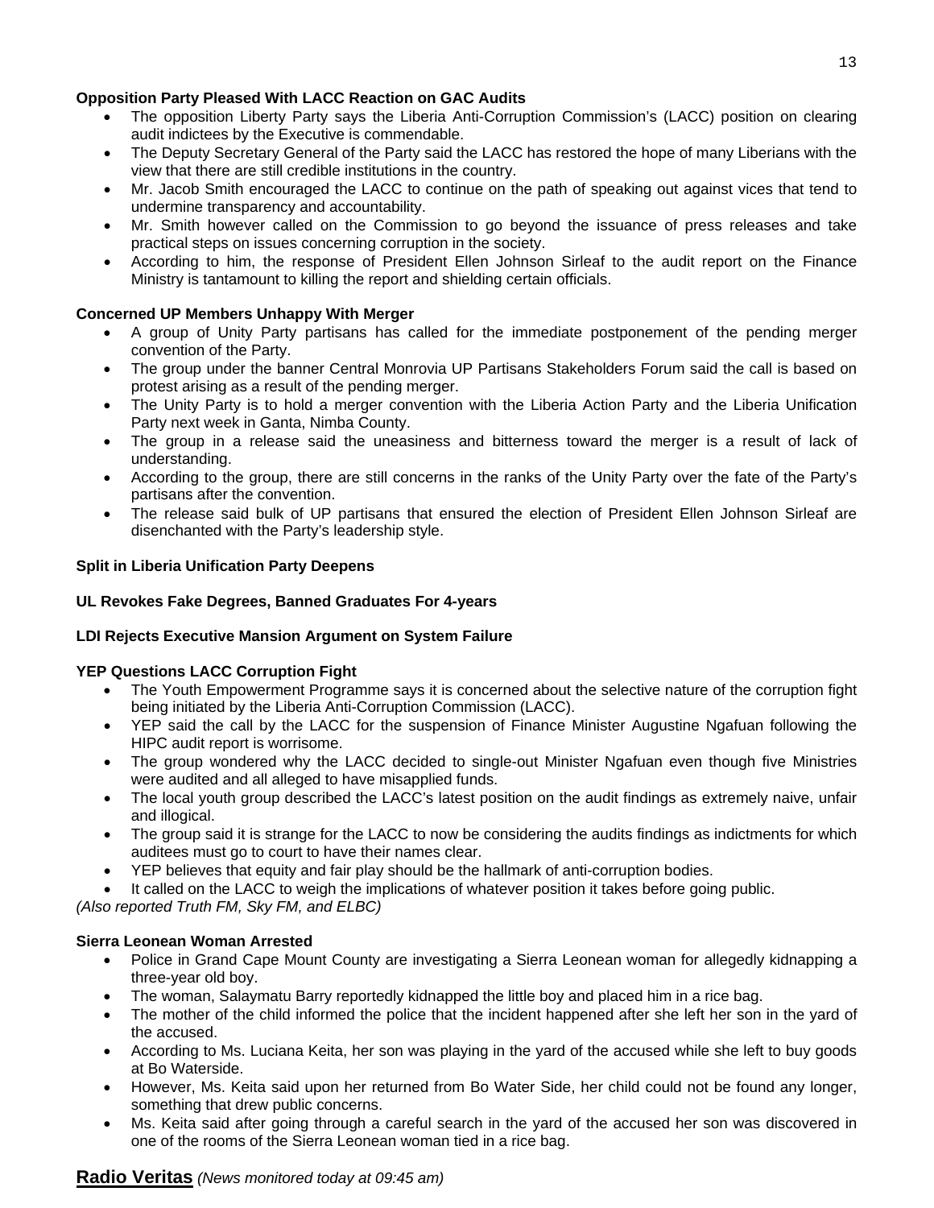**Opposition Party Pleased With LACC Reaction on GAC Audits**

- The opposition Liberty Party says the Liberia Anti-Corruption Commission's (LACC) position on clearing audit indictees by the Executive is commendable.
- The Deputy Secretary General of the Party said the LACC has restored the hope of many Liberians with the view that there are still credible institutions in the country.
- Mr. Jacob Smith encouraged the LACC to continue on the path of speaking out against vices that tend to undermine transparency and accountability.
- Mr. Smith however called on the Commission to go beyond the issuance of press releases and take practical steps on issues concerning corruption in the society.
- According to him, the response of President Ellen Johnson Sirleaf to the audit report on the Finance Ministry is tantamount to killing the report and shielding certain officials.

**Concerned UP Members Unhappy With Merger**

- A group of Unity Party partisans has called for the immediate postponement of the pending merger convention of the Party.
- The group under the banner Central Monrovia UP Partisans Stakeholders Forum said the call is based on protest arising as a result of the pending merger.
- The Unity Party is to hold a merger convention with the Liberia Action Party and the Liberia Unification Party next week in Ganta, Nimba County.
- The group in a release said the uneasiness and bitterness toward the merger is a result of lack of understanding.
- According to the group, there are still concerns in the ranks of the Unity Party over the fate of the Party's partisans after the convention.
- The release said bulk of UP partisans that ensured the election of President Ellen Johnson Sirleaf are disenchanted with the Party's leadership style.

**Split in Liberia Unification Party Deepens**

**UL Revokes Fake Degrees, Banned Graduates For 4-years**

**LDI Rejects Executive Mansion Argument on System Failure**

**YEP Questions LACC Corruption Fight**

- The Youth Empowerment Programme says it is concerned about the selective nature of the corruption fight being initiated by the Liberia Anti-Corruption Commission (LACC).
- YEP said the call by the LACC for the suspension of Finance Minister Augustine Ngafuan following the HIPC audit report is worrisome.
- The group wondered why the LACC decided to single-out Minister Ngafuan even though five Ministries were audited and all alleged to have misapplied funds.
- The local youth group described the LACC's latest position on the audit findings as extremely naive, unfair and illogical.
- The group said it is strange for the LACC to now be considering the audits findings as indictments for which auditees must go to court to have their names clear.
- YEP believes that equity and fair play should be the hallmark of anti-corruption bodies.
- It called on the LACC to weigh the implications of whatever position it takes before going public.

*(Also reported Truth FM, Sky FM, and ELBC)*

**Sierra Leonean Woman Arrested**

- Police in Grand Cape Mount County are investigating a Sierra Leonean woman for allegedly kidnapping a three-year old boy.
- The woman, Salaymatu Barry reportedly kidnapped the little boy and placed him in a rice bag.
- The mother of the child informed the police that the incident happened after she left her son in the yard of the accused.
- According to Ms. Luciana Keita, her son was playing in the yard of the accused while she left to buy goods at Bo Waterside.
- However, Ms. Keita said upon her returned from Bo Water Side, her child could not be found any longer, something that drew public concerns.
- Ms. Keita said after going through a careful search in the yard of the accused her son was discovered in one of the rooms of the Sierra Leonean woman tied in a rice bag.

## Radio Veritas *(News monitored today at 09:45 am)*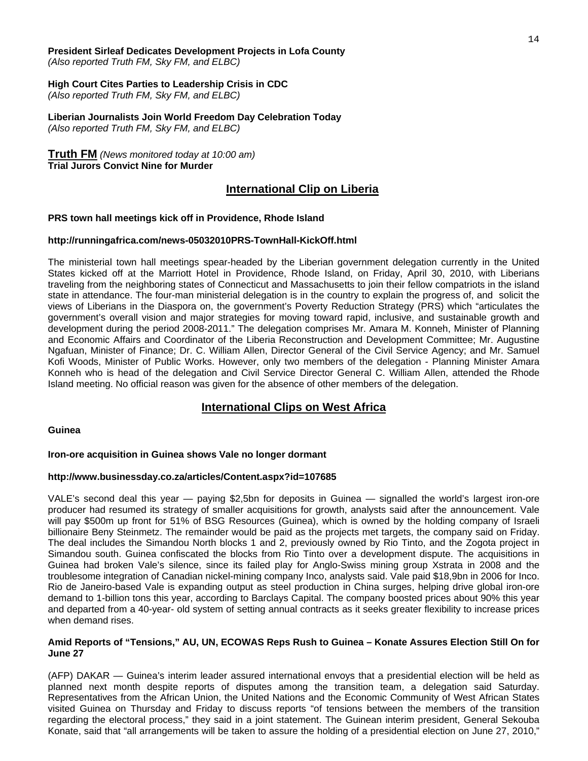**President Sirleaf Dedicates Development Projects in Lofa County**
*(Also reported Truth FM, Sky FM, and ELBC)*

**High Court Cites Parties to Leadership Crisis in CDC**
*(Also reported Truth FM, Sky FM, and ELBC)*

**Liberian Journalists Join World Freedom Day Celebration Today**
*(Also reported Truth FM, Sky FM, and ELBC)*

**Truth FM** *(News monitored today at 10:00 am)*
**Trial Jurors Convict Nine for Murder**

## International Clip on Liberia

**PRS town hall meetings kick off in Providence, Rhode Island**

**http://runningafrica.com/news-05032010PRS-TownHall-KickOff.html**

The ministerial town hall meetings spear-headed by the Liberian government delegation currently in the United States kicked off at the Marriott Hotel in Providence, Rhode Island, on Friday, April 30, 2010, with Liberians traveling from the neighboring states of Connecticut and Massachusetts to join their fellow compatriots in the island state in attendance. The four-man ministerial delegation is in the country to explain the progress of, and solicit the views of Liberians in the Diaspora on, the government's Poverty Reduction Strategy (PRS) which "articulates the government's overall vision and major strategies for moving toward rapid, inclusive, and sustainable growth and development during the period 2008-2011." The delegation comprises Mr. Amara M. Konneh, Minister of Planning and Economic Affairs and Coordinator of the Liberia Reconstruction and Development Committee; Mr. Augustine Ngafuan, Minister of Finance; Dr. C. William Allen, Director General of the Civil Service Agency; and Mr. Samuel Kofi Woods, Minister of Public Works. However, only two members of the delegation - Planning Minister Amara Konneh who is head of the delegation and Civil Service Director General C. William Allen, attended the Rhode Island meeting. No official reason was given for the absence of other members of the delegation.

## International Clips on West Africa

**Guinea**

**Iron-ore acquisition in Guinea shows Vale no longer dormant**

**http://www.businessday.co.za/articles/Content.aspx?id=107685**

VALE's second deal this year — paying $2,5bn for deposits in Guinea — signalled the world's largest iron-ore producer had resumed its strategy of smaller acquisitions for growth, analysts said after the announcement. Vale will pay $500m up front for 51% of BSG Resources (Guinea), which is owned by the holding company of Israeli billionaire Beny Steinmetz. The remainder would be paid as the projects met targets, the company said on Friday. The deal includes the Simandou North blocks 1 and 2, previously owned by Rio Tinto, and the Zogota project in Simandou south. Guinea confiscated the blocks from Rio Tinto over a development dispute. The acquisitions in Guinea had broken Vale's silence, since its failed play for Anglo-Swiss mining group Xstrata in 2008 and the troublesome integration of Canadian nickel-mining company Inco, analysts said. Vale paid $18,9bn in 2006 for Inco. Rio de Janeiro-based Vale is expanding output as steel production in China surges, helping drive global iron-ore demand to 1-billion tons this year, according to Barclays Capital. The company boosted prices about 90% this year and departed from a 40-year- old system of setting annual contracts as it seeks greater flexibility to increase prices when demand rises.

**Amid Reports of "Tensions," AU, UN, ECOWAS Reps Rush to Guinea – Konate Assures Election Still On for June 27**

(AFP) DAKAR — Guinea's interim leader assured international envoys that a presidential election will be held as planned next month despite reports of disputes among the transition team, a delegation said Saturday. Representatives from the African Union, the United Nations and the Economic Community of West African States visited Guinea on Thursday and Friday to discuss reports "of tensions between the members of the transition regarding the electoral process," they said in a joint statement. The Guinean interim president, General Sekouba Konate, said that "all arrangements will be taken to assure the holding of a presidential election on June 27, 2010,"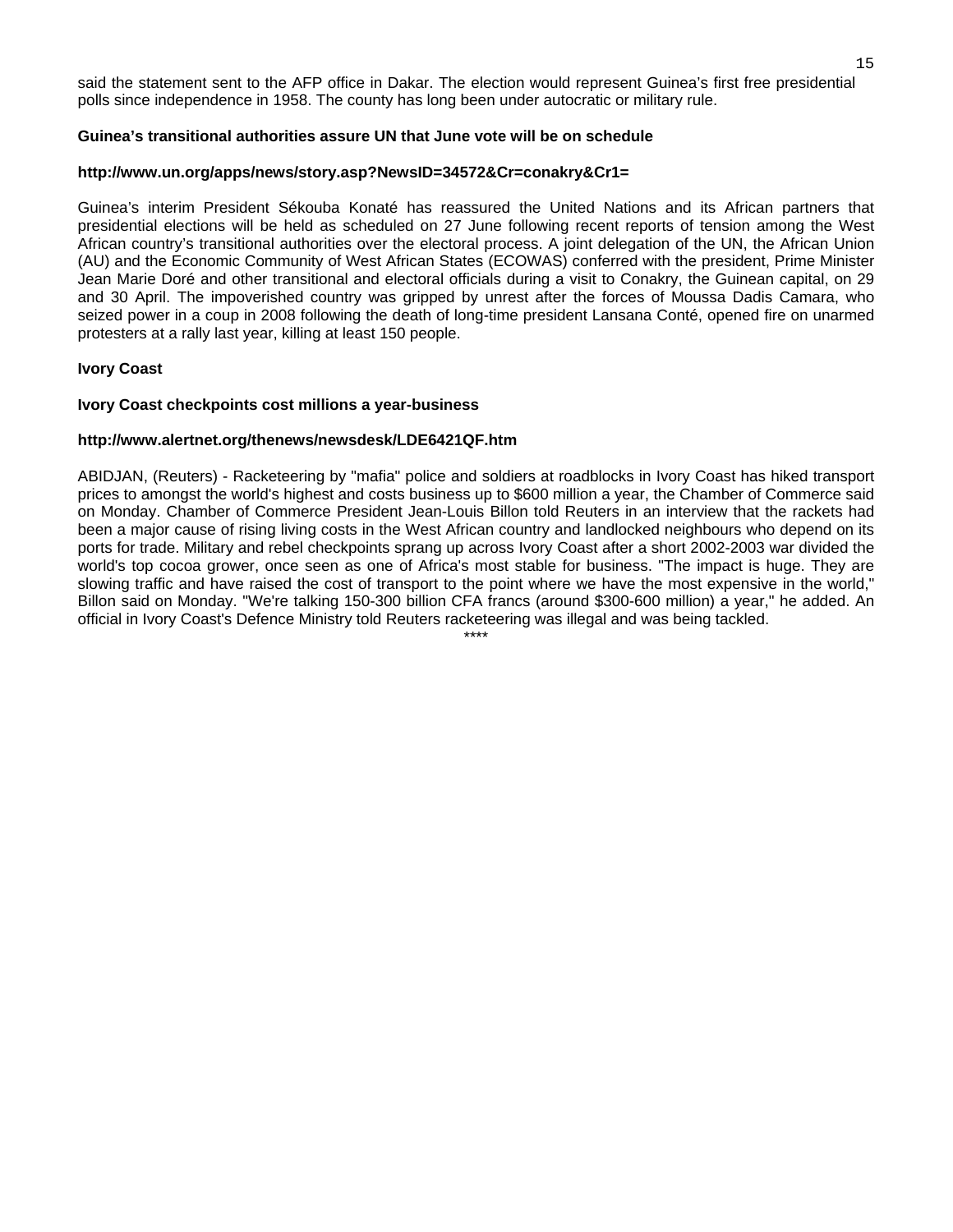said the statement sent to the AFP office in Dakar. The election would represent Guinea's first free presidential polls since independence in 1958. The county has long been under autocratic or military rule.

**Guinea's transitional authorities assure UN that June vote will be on schedule**

**http://www.un.org/apps/news/story.asp?NewsID=34572&Cr=conakry&Cr1=**

Guinea's interim President Sékouba Konaté has reassured the United Nations and its African partners that presidential elections will be held as scheduled on 27 June following recent reports of tension among the West African country's transitional authorities over the electoral process. A joint delegation of the UN, the African Union (AU) and the Economic Community of West African States (ECOWAS) conferred with the president, Prime Minister Jean Marie Doré and other transitional and electoral officials during a visit to Conakry, the Guinean capital, on 29 and 30 April. The impoverished country was gripped by unrest after the forces of Moussa Dadis Camara, who seized power in a coup in 2008 following the death of long-time president Lansana Conté, opened fire on unarmed protesters at a rally last year, killing at least 150 people.

**Ivory Coast**

**Ivory Coast checkpoints cost millions a year-business**

**http://www.alertnet.org/thenews/newsdesk/LDE6421QF.htm**

ABIDJAN, (Reuters) - Racketeering by "mafia" police and soldiers at roadblocks in Ivory Coast has hiked transport prices to amongst the world's highest and costs business up to $600 million a year, the Chamber of Commerce said on Monday. Chamber of Commerce President Jean-Louis Billon told Reuters in an interview that the rackets had been a major cause of rising living costs in the West African country and landlocked neighbours who depend on its ports for trade. Military and rebel checkpoints sprang up across Ivory Coast after a short 2002-2003 war divided the world's top cocoa grower, once seen as one of Africa's most stable for business. "The impact is huge. They are slowing traffic and have raised the cost of transport to the point where we have the most expensive in the world," Billon said on Monday. "We're talking 150-300 billion CFA francs (around $300-600 million) a year," he added. An official in Ivory Coast's Defence Ministry told Reuters racketeering was illegal and was being tackled.

****